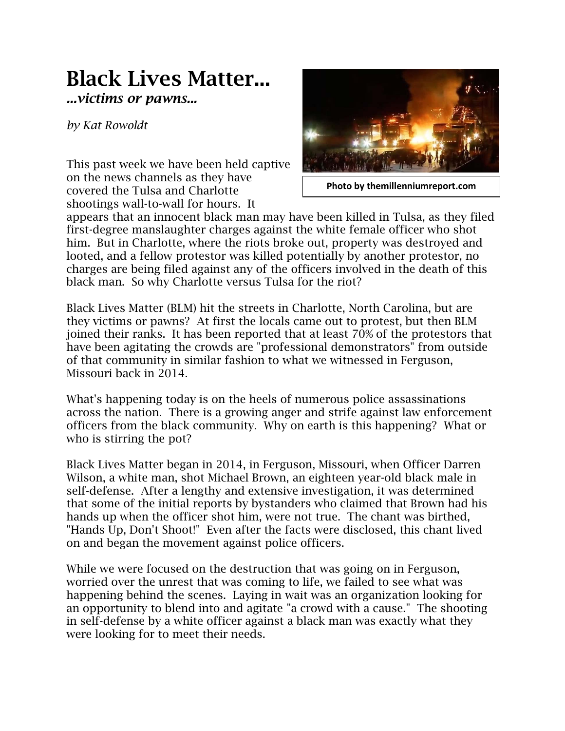# Black Lives Matter...

***...victims or pawns...***

*by Kat Rowoldt*

Photo by themillenniumreport.com

This past week we have been held captive on the news channels as they have covered the Tulsa and Charlotte shootings wall-to-wall for hours. It appears that an innocent black man may have been killed in Tulsa, as they filed first-degree manslaughter charges against the white female officer who shot him. But in Charlotte, where the riots broke out, property was destroyed and looted, and a fellow protestor was killed potentially by another protestor, no charges are being filed against any of the officers involved in the death of this black man. So why Charlotte versus Tulsa for the riot?

Black Lives Matter (BLM) hit the streets in Charlotte, North Carolina, but are they victims or pawns? At first the locals came out to protest, but then BLM joined their ranks. It has been reported that at least 70% of the protestors that have been agitating the crowds are "professional demonstrators" from outside of that community in similar fashion to what we witnessed in Ferguson, Missouri back in 2014.

What's happening today is on the heels of numerous police assassinations across the nation. There is a growing anger and strife against law enforcement officers from the black community. Why on earth is this happening? What or who is stirring the pot?

Black Lives Matter began in 2014, in Ferguson, Missouri, when Officer Darren Wilson, a white man, shot Michael Brown, an eighteen year-old black male in self-defense. After a lengthy and extensive investigation, it was determined that some of the initial reports by bystanders who claimed that Brown had his hands up when the officer shot him, were not true. The chant was birthed, "Hands Up, Don't Shoot!" Even after the facts were disclosed, this chant lived on and began the movement against police officers.

While we were focused on the destruction that was going on in Ferguson, worried over the unrest that was coming to life, we failed to see what was happening behind the scenes. Laying in wait was an organization looking for an opportunity to blend into and agitate "a crowd with a cause." The shooting in self-defense by a white officer against a black man was exactly what they were looking for to meet their needs.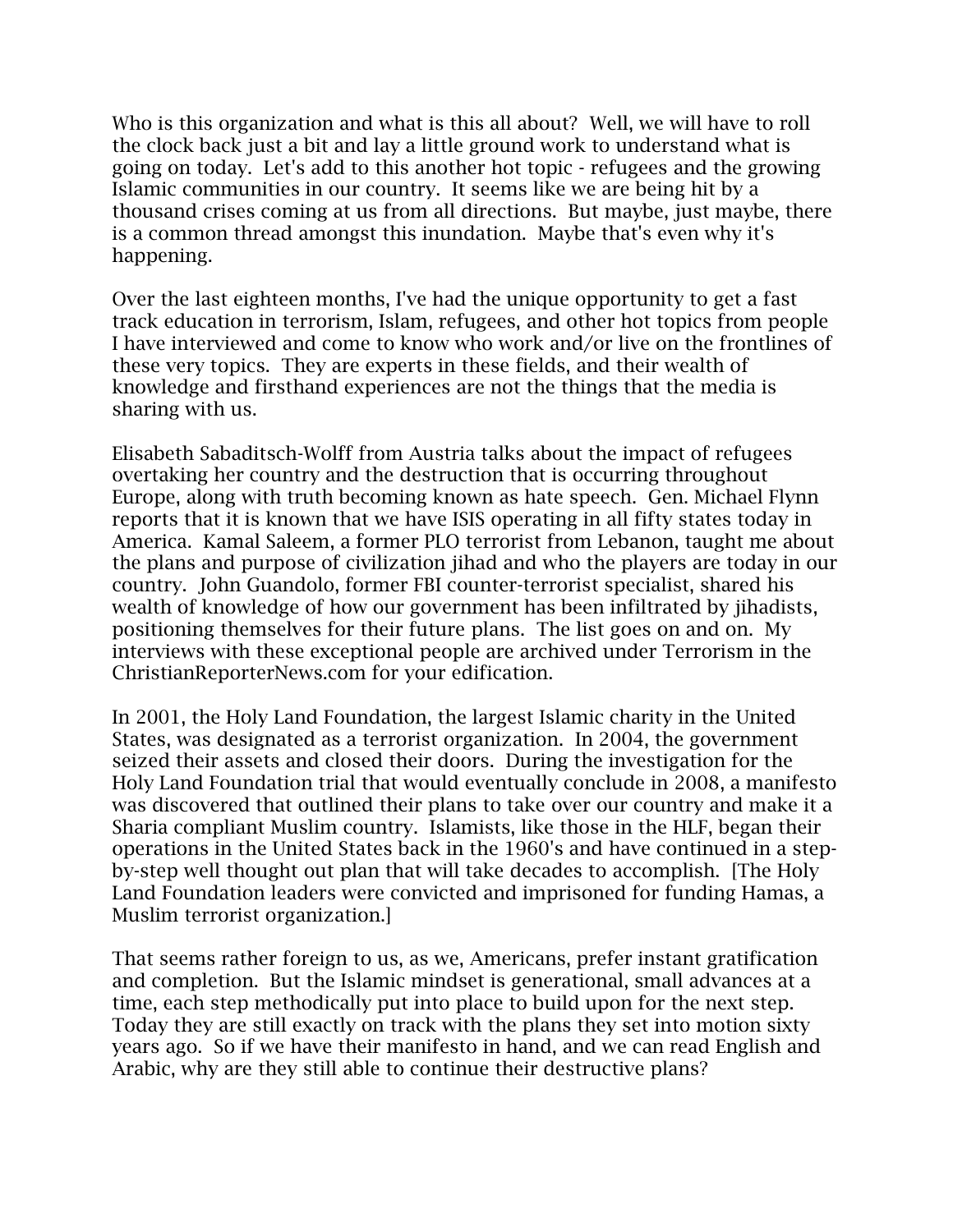Who is this organization and what is this all about? Well, we will have to roll the clock back just a bit and lay a little ground work to understand what is going on today. Let's add to this another hot topic - refugees and the growing Islamic communities in our country. It seems like we are being hit by a thousand crises coming at us from all directions. But maybe, just maybe, there is a common thread amongst this inundation. Maybe that's even why it's happening.

Over the last eighteen months, I've had the unique opportunity to get a fast track education in terrorism, Islam, refugees, and other hot topics from people I have interviewed and come to know who work and/or live on the frontlines of these very topics. They are experts in these fields, and their wealth of knowledge and firsthand experiences are not the things that the media is sharing with us.

Elisabeth Sabaditsch-Wolff from Austria talks about the impact of refugees overtaking her country and the destruction that is occurring throughout Europe, along with truth becoming known as hate speech. Gen. Michael Flynn reports that it is known that we have ISIS operating in all fifty states today in America. Kamal Saleem, a former PLO terrorist from Lebanon, taught me about the plans and purpose of civilization jihad and who the players are today in our country. John Guandolo, former FBI counter-terrorist specialist, shared his wealth of knowledge of how our government has been infiltrated by jihadists, positioning themselves for their future plans. The list goes on and on. My interviews with these exceptional people are archived under Terrorism in the ChristianReporterNews.com for your edification.

In 2001, the Holy Land Foundation, the largest Islamic charity in the United States, was designated as a terrorist organization. In 2004, the government seized their assets and closed their doors. During the investigation for the Holy Land Foundation trial that would eventually conclude in 2008, a manifesto was discovered that outlined their plans to take over our country and make it a Sharia compliant Muslim country. Islamists, like those in the HLF, began their operations in the United States back in the 1960's and have continued in a step-by-step well thought out plan that will take decades to accomplish. [The Holy Land Foundation leaders were convicted and imprisoned for funding Hamas, a Muslim terrorist organization.]

That seems rather foreign to us, as we, Americans, prefer instant gratification and completion. But the Islamic mindset is generational, small advances at a time, each step methodically put into place to build upon for the next step. Today they are still exactly on track with the plans they set into motion sixty years ago. So if we have their manifesto in hand, and we can read English and Arabic, why are they still able to continue their destructive plans?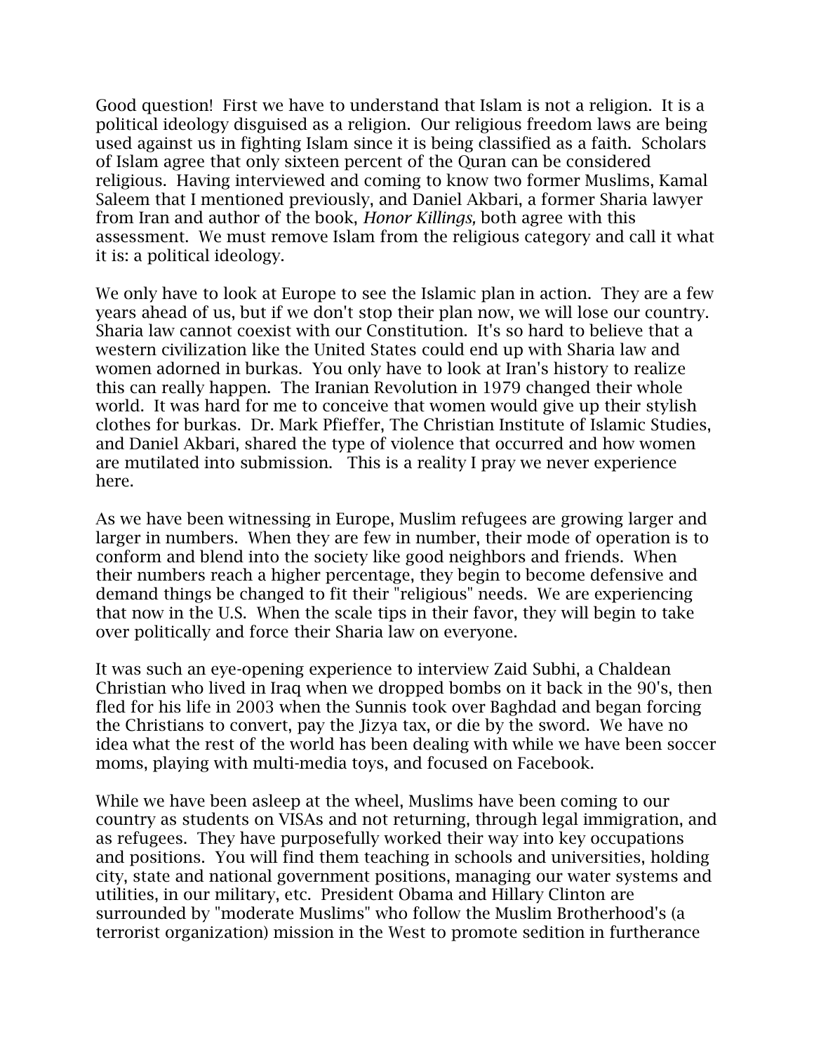Good question! First we have to understand that Islam is not a religion. It is a political ideology disguised as a religion. Our religious freedom laws are being used against us in fighting Islam since it is being classified as a faith. Scholars of Islam agree that only sixteen percent of the Quran can be considered religious. Having interviewed and coming to know two former Muslims, Kamal Saleem that I mentioned previously, and Daniel Akbari, a former Sharia lawyer from Iran and author of the book, *Honor Killings,* both agree with this assessment. We must remove Islam from the religious category and call it what it is: a political ideology.

We only have to look at Europe to see the Islamic plan in action. They are a few years ahead of us, but if we don't stop their plan now, we will lose our country. Sharia law cannot coexist with our Constitution. It's so hard to believe that a western civilization like the United States could end up with Sharia law and women adorned in burkas. You only have to look at Iran's history to realize this can really happen. The Iranian Revolution in 1979 changed their whole world. It was hard for me to conceive that women would give up their stylish clothes for burkas. Dr. Mark Pfieffer, The Christian Institute of Islamic Studies, and Daniel Akbari, shared the type of violence that occurred and how women are mutilated into submission. This is a reality I pray we never experience here.

As we have been witnessing in Europe, Muslim refugees are growing larger and larger in numbers. When they are few in number, their mode of operation is to conform and blend into the society like good neighbors and friends. When their numbers reach a higher percentage, they begin to become defensive and demand things be changed to fit their "religious" needs. We are experiencing that now in the U.S. When the scale tips in their favor, they will begin to take over politically and force their Sharia law on everyone.

It was such an eye-opening experience to interview Zaid Subhi, a Chaldean Christian who lived in Iraq when we dropped bombs on it back in the 90's, then fled for his life in 2003 when the Sunnis took over Baghdad and began forcing the Christians to convert, pay the Jizya tax, or die by the sword. We have no idea what the rest of the world has been dealing with while we have been soccer moms, playing with multi-media toys, and focused on Facebook.

While we have been asleep at the wheel, Muslims have been coming to our country as students on VISAs and not returning, through legal immigration, and as refugees. They have purposefully worked their way into key occupations and positions. You will find them teaching in schools and universities, holding city, state and national government positions, managing our water systems and utilities, in our military, etc. President Obama and Hillary Clinton are surrounded by "moderate Muslims" who follow the Muslim Brotherhood's (a terrorist organization) mission in the West to promote sedition in furtherance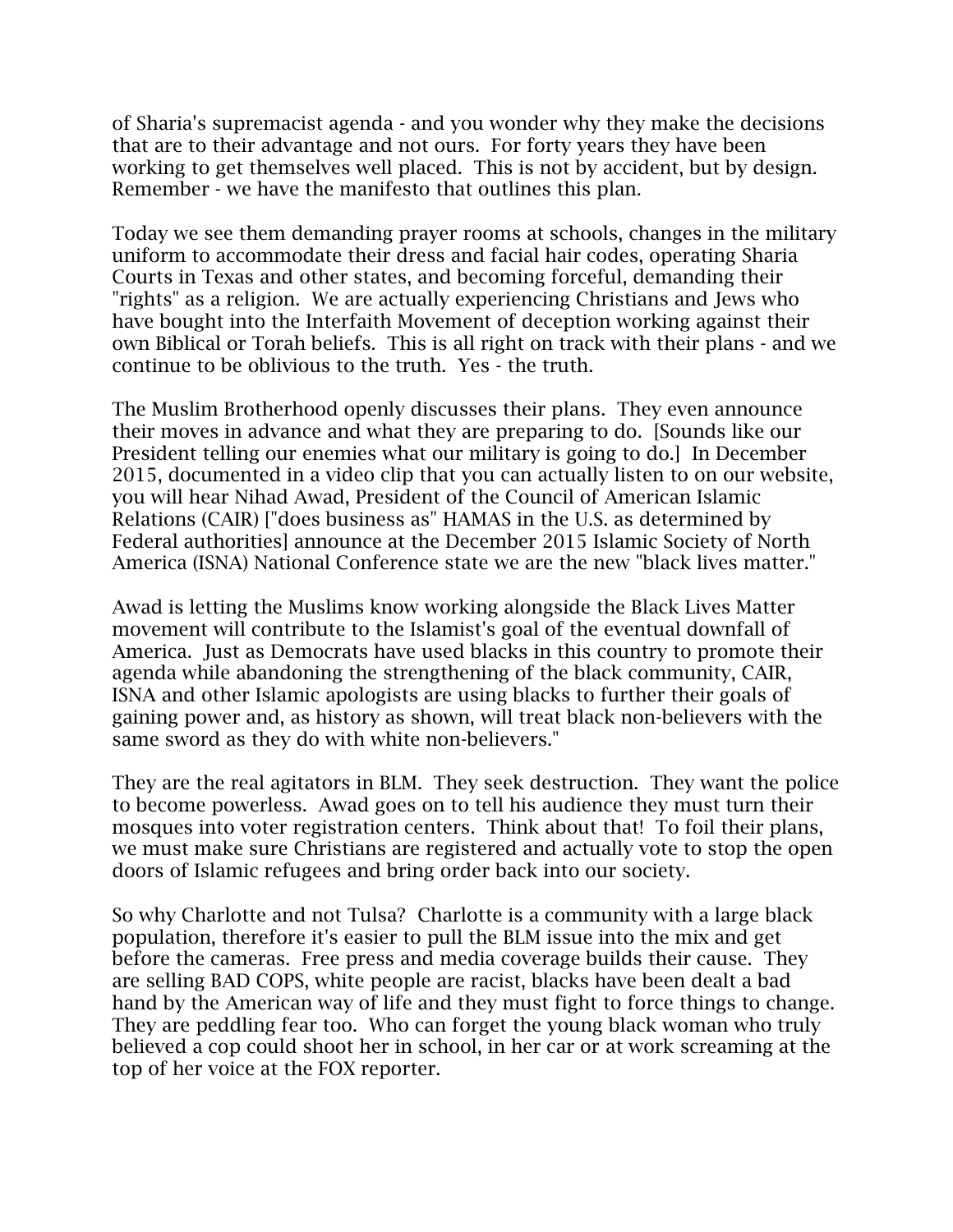of Sharia's supremacist agenda - and you wonder why they make the decisions that are to their advantage and not ours. For forty years they have been working to get themselves well placed. This is not by accident, but by design. Remember - we have the manifesto that outlines this plan.

Today we see them demanding prayer rooms at schools, changes in the military uniform to accommodate their dress and facial hair codes, operating Sharia Courts in Texas and other states, and becoming forceful, demanding their "rights" as a religion. We are actually experiencing Christians and Jews who have bought into the Interfaith Movement of deception working against their own Biblical or Torah beliefs. This is all right on track with their plans - and we continue to be oblivious to the truth. Yes - the truth.

The Muslim Brotherhood openly discusses their plans. They even announce their moves in advance and what they are preparing to do. [Sounds like our President telling our enemies what our military is going to do.] In December 2015, documented in a video clip that you can actually listen to on our website, you will hear Nihad Awad, President of the Council of American Islamic Relations (CAIR) ["does business as" HAMAS in the U.S. as determined by Federal authorities] announce at the December 2015 Islamic Society of North America (ISNA) National Conference state we are the new "black lives matter."

Awad is letting the Muslims know working alongside the Black Lives Matter movement will contribute to the Islamist's goal of the eventual downfall of America. Just as Democrats have used blacks in this country to promote their agenda while abandoning the strengthening of the black community, CAIR, ISNA and other Islamic apologists are using blacks to further their goals of gaining power and, as history as shown, will treat black non-believers with the same sword as they do with white non-believers."

They are the real agitators in BLM. They seek destruction. They want the police to become powerless. Awad goes on to tell his audience they must turn their mosques into voter registration centers. Think about that! To foil their plans, we must make sure Christians are registered and actually vote to stop the open doors of Islamic refugees and bring order back into our society.

So why Charlotte and not Tulsa? Charlotte is a community with a large black population, therefore it's easier to pull the BLM issue into the mix and get before the cameras. Free press and media coverage builds their cause. They are selling BAD COPS, white people are racist, blacks have been dealt a bad hand by the American way of life and they must fight to force things to change. They are peddling fear too. Who can forget the young black woman who truly believed a cop could shoot her in school, in her car or at work screaming at the top of her voice at the FOX reporter.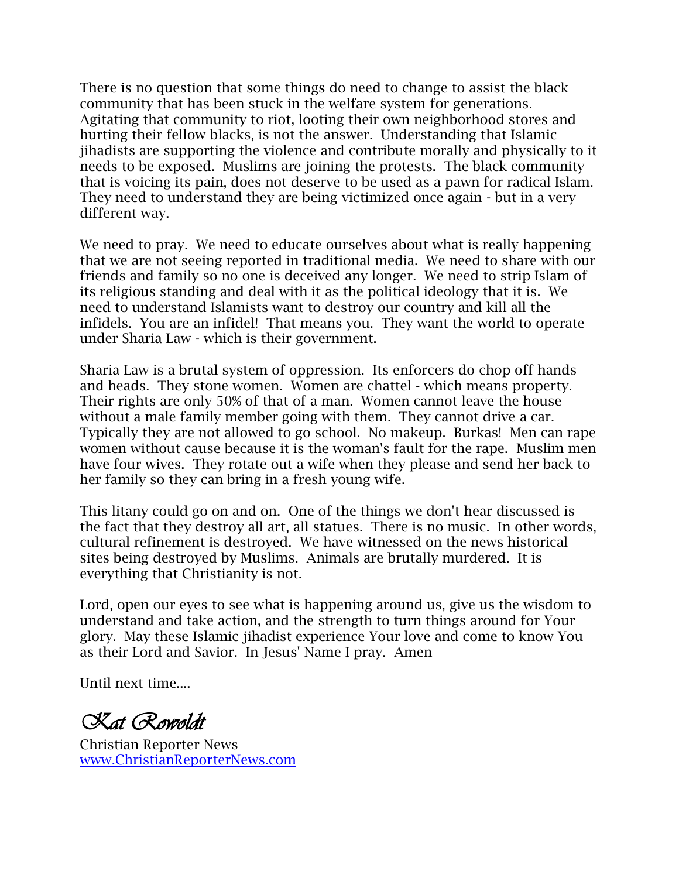There is no question that some things do need to change to assist the black community that has been stuck in the welfare system for generations. Agitating that community to riot, looting their own neighborhood stores and hurting their fellow blacks, is not the answer. Understanding that Islamic jihadists are supporting the violence and contribute morally and physically to it needs to be exposed. Muslims are joining the protests. The black community that is voicing its pain, does not deserve to be used as a pawn for radical Islam. They need to understand they are being victimized once again - but in a very different way.

We need to pray. We need to educate ourselves about what is really happening that we are not seeing reported in traditional media. We need to share with our friends and family so no one is deceived any longer. We need to strip Islam of its religious standing and deal with it as the political ideology that it is. We need to understand Islamists want to destroy our country and kill all the infidels. You are an infidel! That means you. They want the world to operate under Sharia Law - which is their government.

Sharia Law is a brutal system of oppression. Its enforcers do chop off hands and heads. They stone women. Women are chattel - which means property. Their rights are only 50% of that of a man. Women cannot leave the house without a male family member going with them. They cannot drive a car. Typically they are not allowed to go school. No makeup. Burkas! Men can rape women without cause because it is the woman's fault for the rape. Muslim men have four wives. They rotate out a wife when they please and send her back to her family so they can bring in a fresh young wife.

This litany could go on and on. One of the things we don't hear discussed is the fact that they destroy all art, all statues. There is no music. In other words, cultural refinement is destroyed. We have witnessed on the news historical sites being destroyed by Muslims. Animals are brutally murdered. It is everything that Christianity is not.

Lord, open our eyes to see what is happening around us, give us the wisdom to understand and take action, and the strength to turn things around for Your glory. May these Islamic jihadist experience Your love and come to know You as their Lord and Savior. In Jesus' Name I pray. Amen

Until next time....

*Kat Rowoldt*

Christian Reporter News
www.ChristianReporterNews.com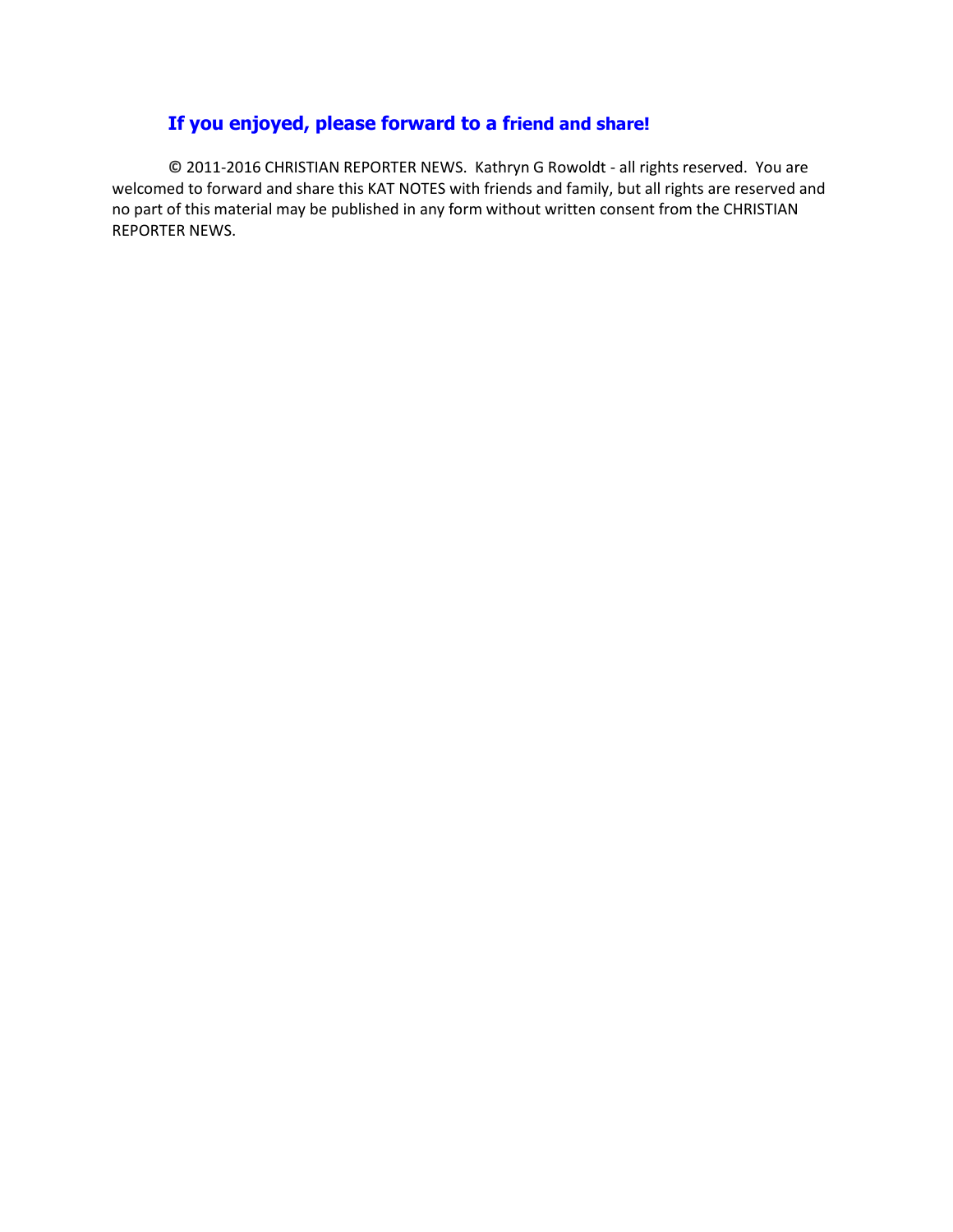**If you enjoyed, please forward to a friend and share!**

© 2011-2016 CHRISTIAN REPORTER NEWS. Kathryn G Rowoldt - all rights reserved. You are welcomed to forward and share this KAT NOTES with friends and family, but all rights are reserved and no part of this material may be published in any form without written consent from the CHRISTIAN REPORTER NEWS.